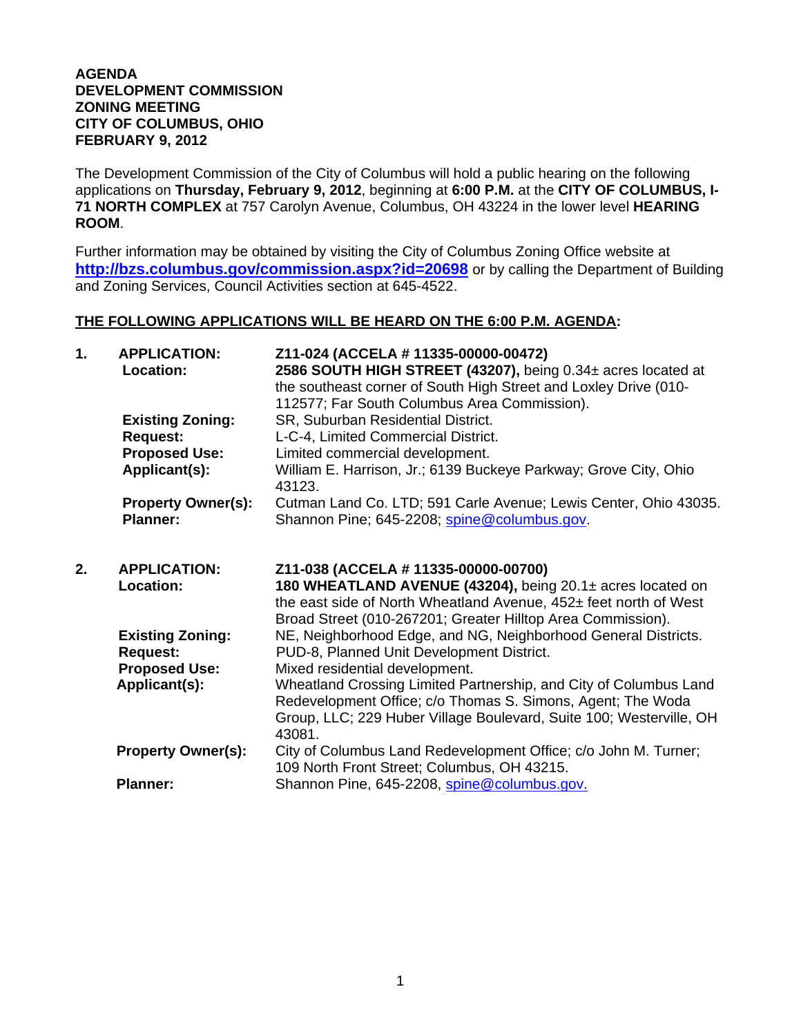**AGENDA**
**DEVELOPMENT COMMISSION**
**ZONING MEETING**
**CITY OF COLUMBUS, OHIO**
**FEBRUARY 9, 2012**

The Development Commission of the City of Columbus will hold a public hearing on the following applications on **Thursday, February 9, 2012**, beginning at **6:00 P.M.** at the **CITY OF COLUMBUS, I-71 NORTH COMPLEX** at 757 Carolyn Avenue, Columbus, OH 43224 in the lower level **HEARING ROOM**.

Further information may be obtained by visiting the City of Columbus Zoning Office website at **http://bzs.columbus.gov/commission.aspx?id=20698** or by calling the Department of Building and Zoning Services, Council Activities section at 645-4522.

**THE FOLLOWING APPLICATIONS WILL BE HEARD ON THE 6:00 P.M. AGENDA:**

**1. APPLICATION:** **Z11-024 (ACCELA # 11335-00000-00472)**
**Location:** **2586 SOUTH HIGH STREET (43207),** being 0.34± acres located at the southeast corner of South High Street and Loxley Drive (010-112577; Far South Columbus Area Commission).
**Existing Zoning:** SR, Suburban Residential District.
**Request:** L-C-4, Limited Commercial District.
**Proposed Use:** Limited commercial development.
**Applicant(s):** William E. Harrison, Jr.; 6139 Buckeye Parkway; Grove City, Ohio 43123.
**Property Owner(s):** Cutman Land Co. LTD; 591 Carle Avenue; Lewis Center, Ohio 43035.
**Planner:** Shannon Pine; 645-2208; spine@columbus.gov.

**2. APPLICATION:** **Z11-038 (ACCELA # 11335-00000-00700)**
**Location:** **180 WHEATLAND AVENUE (43204),** being 20.1± acres located on the east side of North Wheatland Avenue, 452± feet north of West Broad Street (010-267201; Greater Hilltop Area Commission).
**Existing Zoning:** NE, Neighborhood Edge, and NG, Neighborhood General Districts.
**Request:** PUD-8, Planned Unit Development District.
**Proposed Use:** Mixed residential development.
**Applicant(s):** Wheatland Crossing Limited Partnership, and City of Columbus Land Redevelopment Office; c/o Thomas S. Simons, Agent; The Woda Group, LLC; 229 Huber Village Boulevard, Suite 100; Westerville, OH 43081.
**Property Owner(s):** City of Columbus Land Redevelopment Office; c/o John M. Turner; 109 North Front Street; Columbus, OH 43215.
**Planner:** Shannon Pine, 645-2208, spine@columbus.gov.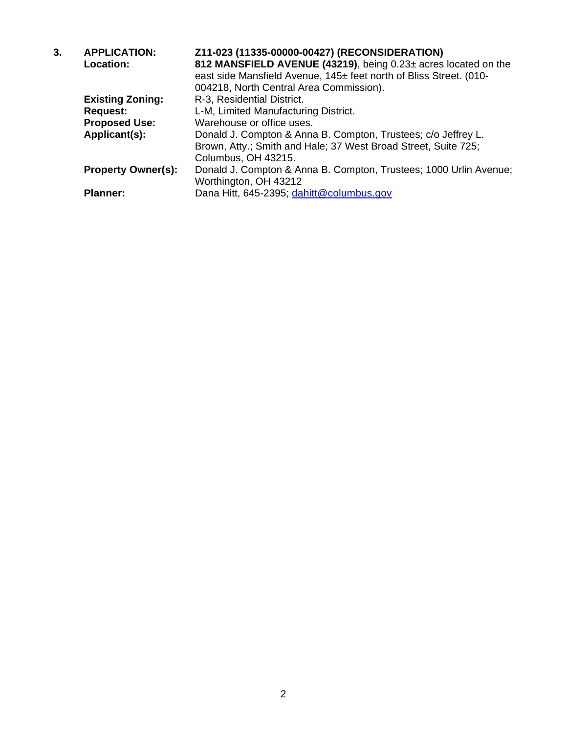**3. APPLICATION:** **Z11-023 (11335-00000-00427) (RECONSIDERATION)**

**Location:** **812 MANSFIELD AVENUE (43219)**, being 0.23± acres located on the east side Mansfield Avenue, 145± feet north of Bliss Street. (010-004218, North Central Area Commission).

**Existing Zoning:** R-3, Residential District.

**Request:** L-M, Limited Manufacturing District.

**Proposed Use:** Warehouse or office uses.

**Applicant(s):** Donald J. Compton & Anna B. Compton, Trustees; c/o Jeffrey L. Brown, Atty.; Smith and Hale; 37 West Broad Street, Suite 725; Columbus, OH 43215.

**Property Owner(s):** Donald J. Compton & Anna B. Compton, Trustees; 1000 Urlin Avenue; Worthington, OH 43212

**Planner:** Dana Hitt, 645-2395; dahitt@columbus.gov